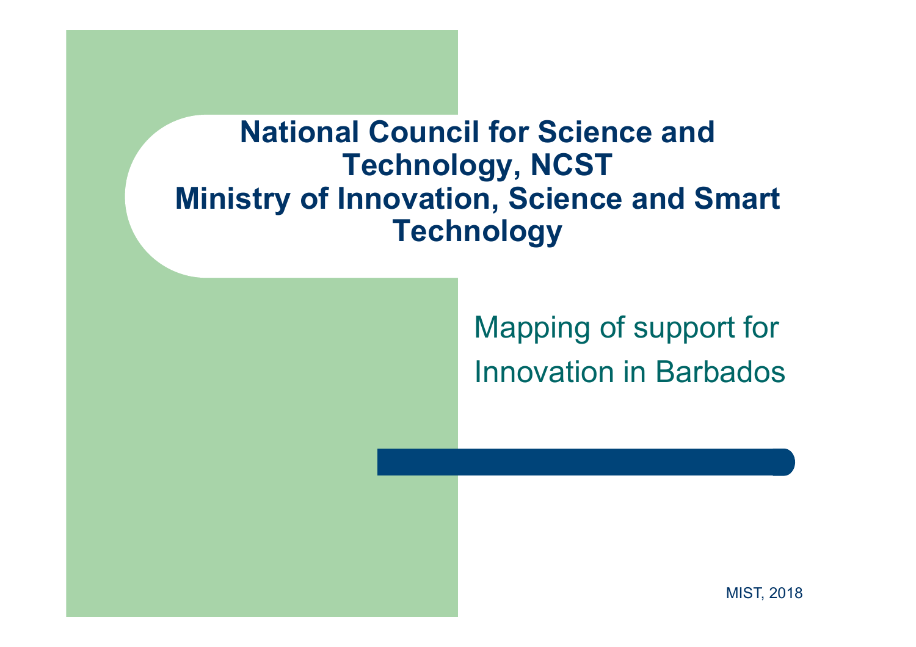# National Council for Science and Technology, NCST
# Ministry of Innovation, Science and Smart Technology

## Mapping of support for Innovation in Barbados

MIST, 2018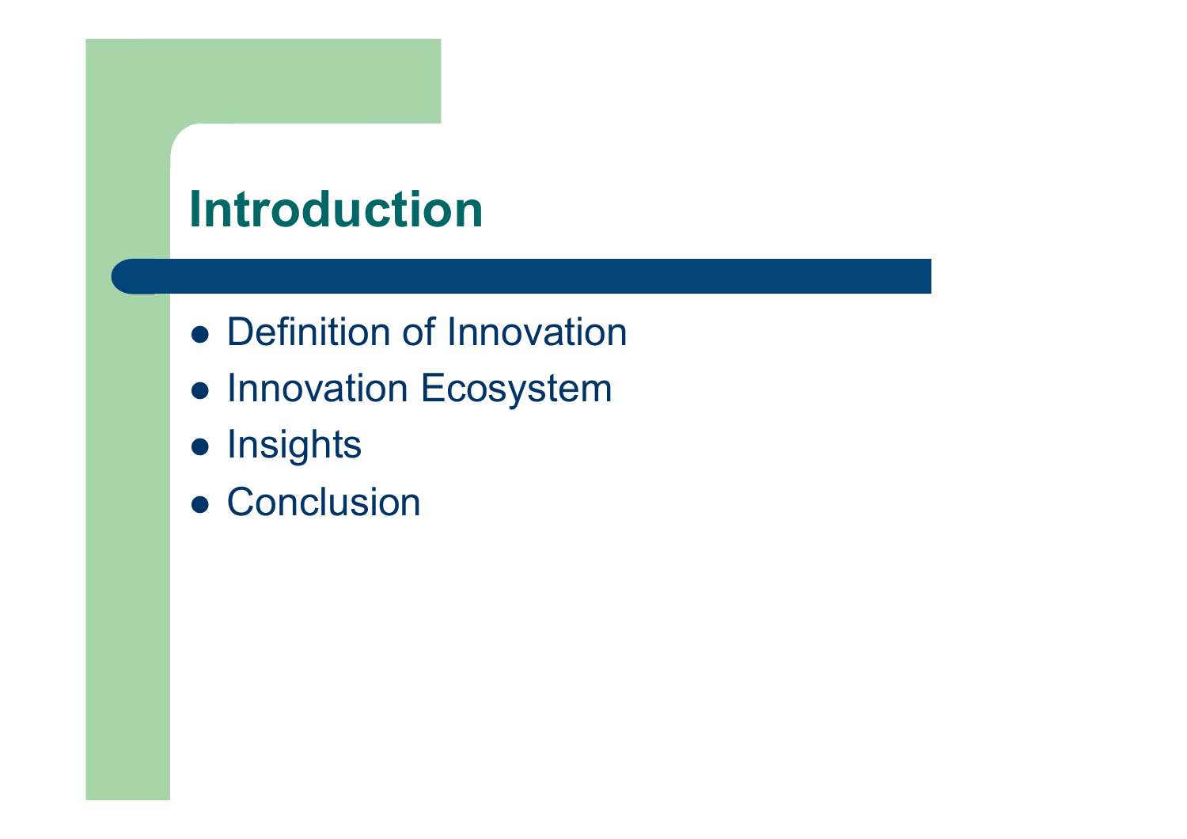# Introduction

- Definition of Innovation
- Innovation Ecosystem
- Insights
- Conclusion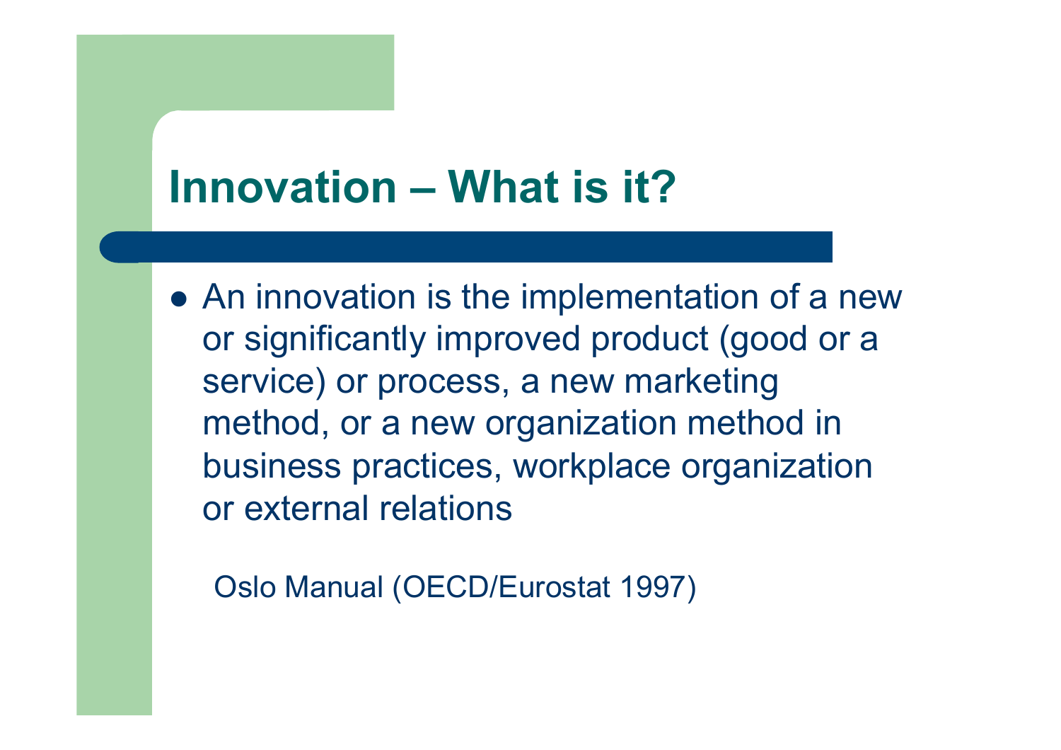# Innovation – What is it?

- An innovation is the implementation of a new or significantly improved product (good or a service) or process, a new marketing method, or a new organization method in business practices, workplace organization or external relations

Oslo Manual (OECD/Eurostat 1997)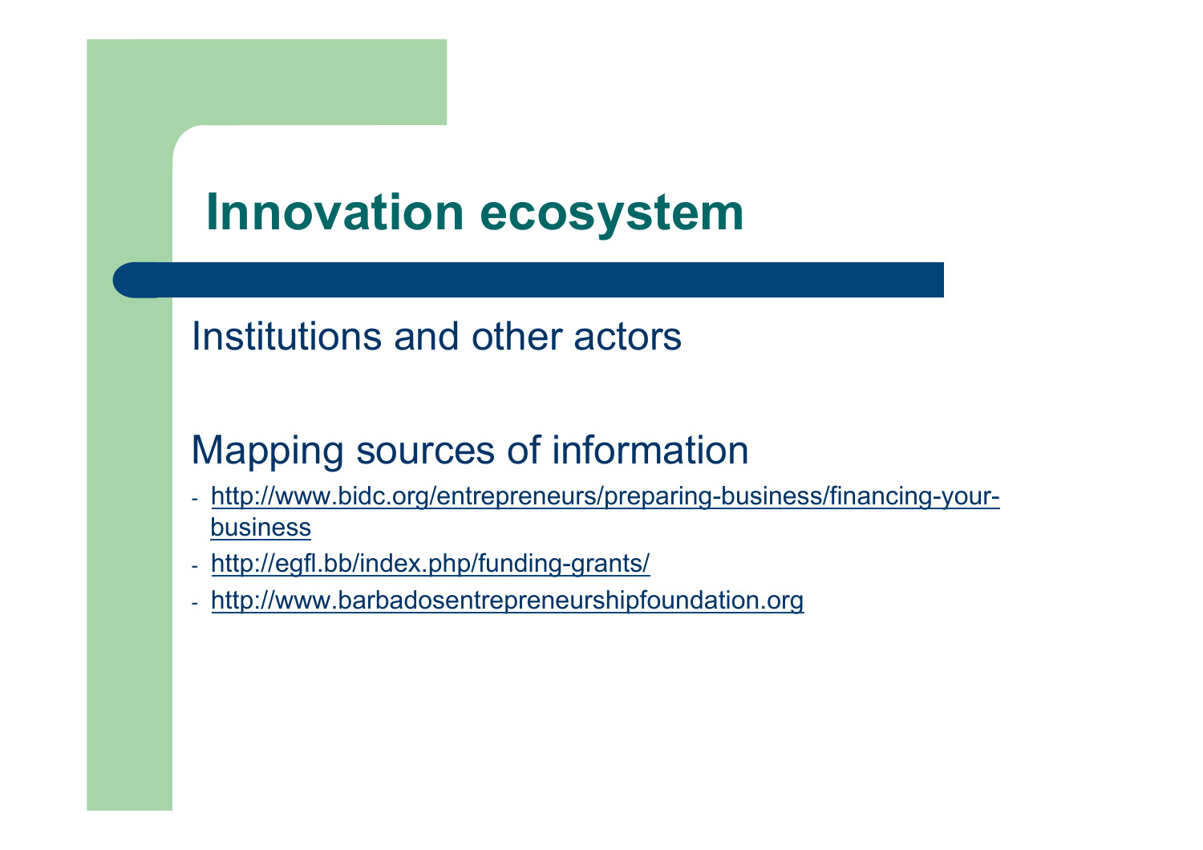# Innovation ecosystem

Institutions and other actors

Mapping sources of information

- http://www.bidc.org/entrepreneurs/preparing-business/financing-your-business
- http://egfl.bb/index.php/funding-grants/
- http://www.barbadosentrepreneurshipfoundation.org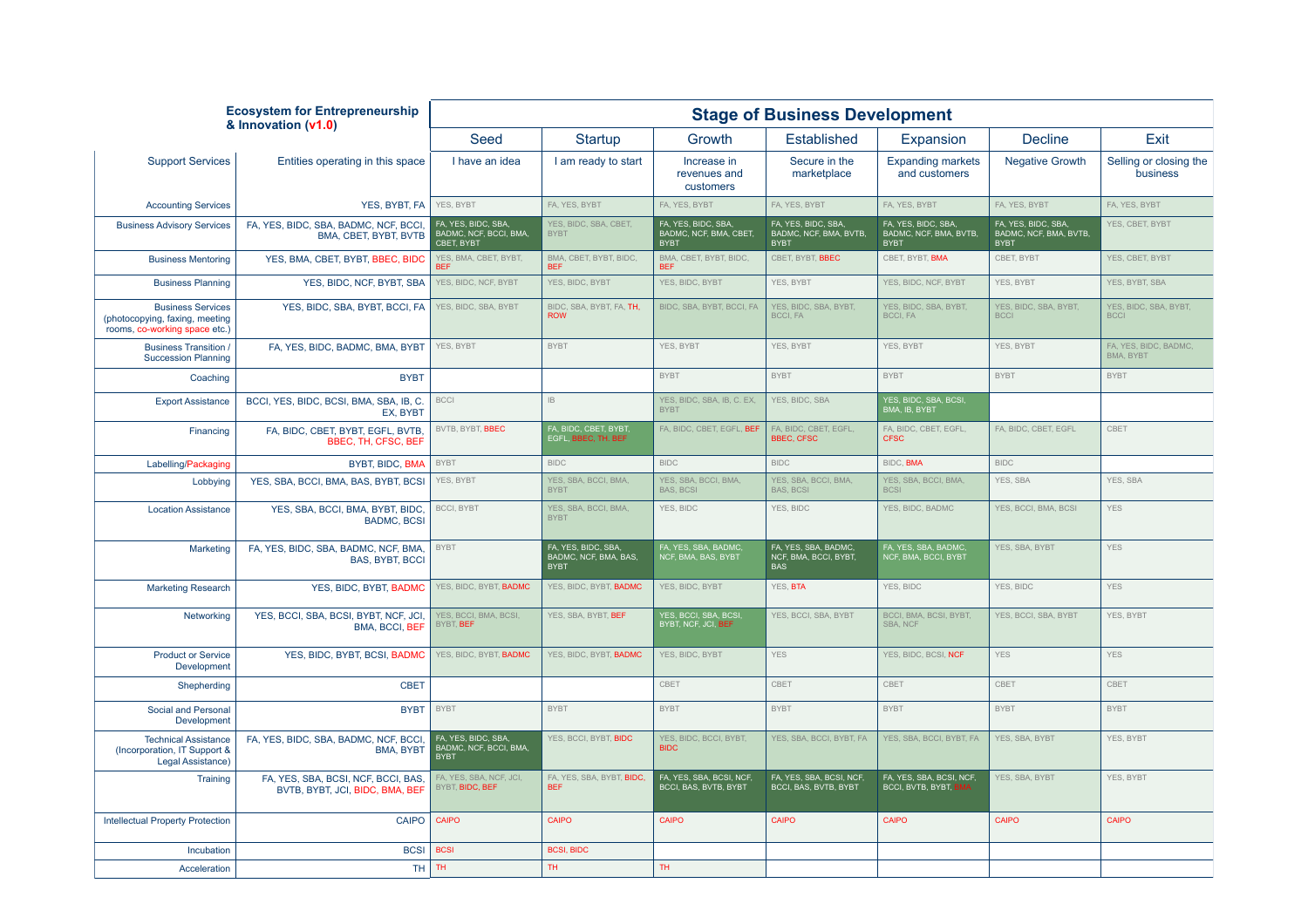| **Ecosystem for Entrepreneurship & Innovation (v1.0)** | | **Stage of Business Development** | | | | | | |
|---|---|---|---|---|---|---|---|---|
| | | Seed | Startup | Growth | Established | Expansion | Decline | Exit |
| Support Services | Entities operating in this space | I have an idea | I am ready to start | Increase in revenues and customers | Secure in the marketplace | Expanding markets and customers | Negative Growth | Selling or closing the business |
| Accounting Services | YES, BYBT, FA | YES, BYBT | FA, YES, BYBT | FA, YES, BYBT | FA, YES, BYBT | FA, YES, BYBT | FA, YES, BYBT | FA, YES, BYBT |
| Business Advisory Services | FA, YES, BIDC, SBA, BADMC, NCF, BCCI, BMA, CBET, BYBT, BVTB | FA, YES, BIDC, SBA, BADMC, NCF, BCCI, BMA, CBET, BYBT | YES, BIDC, SBA, CBET, BYBT | FA, YES, BIDC, SBA, BADMC, NCF, BMA, CBET, BYBT | FA, YES, BIDC, SBA, BADMC, NCF, BMA, BVTB, BYBT | FA, YES, BIDC, SBA, BADMC, NCF, BMA, BVTB, BYBT | FA, YES, BIDC, SBA, BADMC, NCF, BMA, BVTB, BYBT | YES, CBET, BYBT |
| Business Mentoring | YES, BMA, CBET, BYBT, BBEC, BIDC | YES, BMA, CBET, BYBT, BEF | BMA, CBET, BYBT, BIDC, BEF | BMA, CBET, BYBT, BIDC, BEF | CBET, BYBT, BBEC | CBET, BYBT, BMA | CBET, BYBT | YES, CBET, BYBT |
| Business Planning | YES, BIDC, NCF, BYBT, SBA | YES, BIDC, NCF, BYBT | YES, BIDC, BYBT | YES, BIDC, BYBT | YES, BYBT | YES, BIDC, NCF, BYBT | YES, BYBT | YES, BYBT, SBA |
| Business Services (photocopying, faxing, meeting rooms, co-working space etc.) | YES, BIDC, SBA, BYBT, BCCI, FA | YES, BIDC, SBA, BYBT | BIDC, SBA, BYBT, FA, TH, ROW | BIDC, SBA, BYBT, BCCI, FA | YES, BIDC, SBA, BYBT, BCCI, FA | YES, BIDC, SBA, BYBT, BCCI, FA | YES, BIDC, SBA, BYBT, BCCI | YES, BIDC, SBA, BYBT, BCCI |
| Business Transition / Succession Planning | FA, YES, BIDC, BADMC, BMA, BYBT | YES, BYBT | BYBT | YES, BYBT | YES, BYBT | YES, BYBT | YES, BYBT | FA, YES, BIDC, BADMC, BMA, BYBT |
| Coaching | BYBT | | | BYBT | BYBT | BYBT | BYBT | BYBT |
| Export Assistance | BCCI, YES, BIDC, BCSI, BMA, SBA, IB, C. EX, BYBT | BCCI | IB | YES, BIDC, SBA, IB, C. EX, BYBT | YES, BIDC, SBA | YES, BIDC, SBA, BCSI, BMA, IB, BYBT | | |
| Financing | FA, BIDC, CBET, BYBT, EGFL, BVTB, BBEC, TH, CFSC, BEF | BVTB, BYBT, BBEC | FA, BIDC, CBET, BYBT, EGFL, BBEC, TH, BEF | FA, BIDC, CBET, EGFL, BEF | FA, BIDC, CBET, EGFL, BBEC, CFSC | FA, BIDC, CBET, EGFL, CFSC | FA, BIDC, CBET, EGFL | CBET |
| Labelling/Packaging | BYBT, BIDC, BMA | BYBT | BIDC | BIDC | BIDC | BIDC, BMA | BIDC | |
| Lobbying | YES, SBA, BCCI, BMA, BAS, BYBT, BCSI | YES, BYBT | YES, SBA, BCCI, BMA, BYBT | YES, SBA, BCCI, BMA, BAS, BCSI | YES, SBA, BCCI, BMA, BAS, BCSI | YES, SBA, BCCI, BMA, BCSI | YES, SBA | YES, SBA |
| Location Assistance | YES, SBA, BCCI, BMA, BYBT, BIDC, BADMC, BCSI | BCCI, BYBT | YES, SBA, BCCI, BMA, BYBT | YES, BIDC | YES, BIDC | YES, BIDC, BADMC | YES, BCCI, BMA, BCSI | YES |
| Marketing | FA, YES, BIDC, SBA, BADMC, NCF, BMA, BAS, BYBT, BCCI | BYBT | FA, YES, BIDC, SBA, BADMC, NCF, BMA, BAS, BYBT | FA, YES, SBA, BADMC, NCF, BMA, BAS, BYBT | FA, YES, SBA, BADMC, NCF, BMA, BCCI, BYBT, BAS | FA, YES, SBA, BADMC, NCF, BMA, BCCI, BYBT | YES, SBA, BYBT | YES |
| Marketing Research | YES, BIDC, BYBT, BADMC | YES, BIDC, BYBT, BADMC | YES, BIDC, BYBT, BADMC | YES, BIDC, BYBT | YES, BTA | YES, BIDC | YES, BIDC | YES |
| Networking | YES, BCCI, SBA, BCSI, BYBT, NCF, JCI, BMA, BCCI, BEF | YES, BCCI, BMA, BCSI, BYBT, BEF | YES, SBA, BYBT, BEF | YES, BCCI, SBA, BCSI, BYBT, NCF, JCI, BEF | YES, BCCI, SBA, BYBT | BCCI, BMA, BCSI, BYBT, SBA, NCF | YES, BCCI, SBA, BYBT | YES, BYBT |
| Product or Service Development | YES, BIDC, BYBT, BCSI, BADMC | YES, BIDC, BYBT, BADMC | YES, BIDC, BYBT, BADMC | YES, BIDC, BYBT | YES | YES, BIDC, BCSI, NCF | YES | YES |
| Shepherding | CBET | | | CBET | CBET | CBET | CBET | CBET |
| Social and Personal Development | BYBT | BYBT | BYBT | BYBT | BYBT | BYBT | BYBT | BYBT |
| Technical Assistance (Incorporation, IT Support & Legal Assistance) | FA, YES, BIDC, SBA, BADMC, NCF, BCCI, BMA, BYBT | FA, YES, BIDC, SBA, BADMC, NCF, BCCI, BMA, BYBT | YES, BCCI, BYBT, BIDC | YES, BIDC, BCCI, BYBT, BIDC | YES, SBA, BCCI, BYBT, FA | YES, SBA, BCCI, BYBT, FA | YES, SBA, BYBT | YES, BYBT |
| Training | FA, YES, SBA, BCSI, NCF, BCCI, BAS, BVTB, BYBT, JCI, BIDC, BMA, BEF | FA, YES, SBA, NCF, JCI, BYBT, BIDC, BEF | FA, YES, SBA, BYBT, BIDC, BEF | FA, YES, SBA, BCSI, NCF, BCCI, BAS, BVTB, BYBT | FA, YES, SBA, BCSI, NCF, BCCI, BAS, BVTB, BYBT | FA, YES, SBA, BCSI, NCF, BCCI, BVTB, BYBT, BMA | YES, SBA, BYBT | YES, BYBT |
| Intellectual Property Protection | CAIPO | CAIPO | CAIPO | CAIPO | CAIPO | CAIPO | CAIPO | CAIPO |
| Incubation | BCSI | BCSI | BCSI, BIDC | | | | | |
| Acceleration | TH | TH | TH | TH | | | | |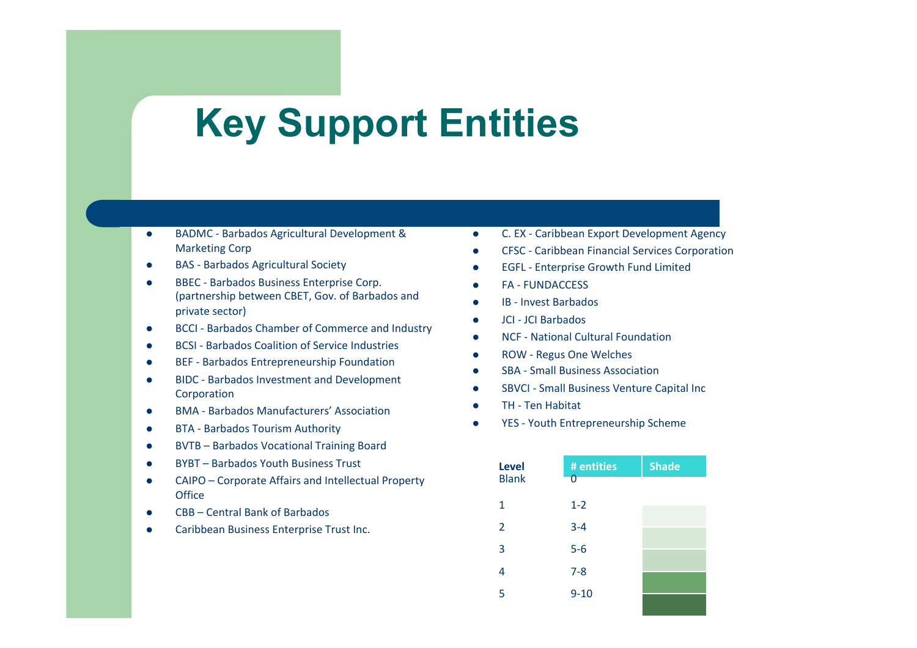# Key Support Entities

- BADMC - Barbados Agricultural Development & Marketing Corp
- BAS - Barbados Agricultural Society
- BBEC - Barbados Business Enterprise Corp. (partnership between CBET, Gov. of Barbados and private sector)
- BCCI - Barbados Chamber of Commerce and Industry
- BCSI - Barbados Coalition of Service Industries
- BEF - Barbados Entrepreneurship Foundation
- BIDC - Barbados Investment and Development Corporation
- BMA - Barbados Manufacturers' Association
- BTA - Barbados Tourism Authority
- BVTB – Barbados Vocational Training Board
- BYBT – Barbados Youth Business Trust
- CAIPO – Corporate Affairs and Intellectual Property Office
- CBB – Central Bank of Barbados
- Caribbean Business Enterprise Trust Inc.
- C. EX - Caribbean Export Development Agency
- CFSC - Caribbean Financial Services Corporation
- EGFL - Enterprise Growth Fund Limited
- FA - FUNDACCESS
- IB - Invest Barbados
- JCI - JCI Barbados
- NCF - National Cultural Foundation
- ROW - Regus One Welches
- SBA - Small Business Association
- SBVCI - Small Business Venture Capital Inc
- TH - Ten Habitat
- YES - Youth Entrepreneurship Scheme

| Level | # entities | Shade |
|---|---|---|
| Blank | 0 | |
| 1 | 1-2 | |
| 2 | 3-4 | |
| 3 | 5-6 | |
| 4 | 7-8 | |
| 5 | 9-10 | |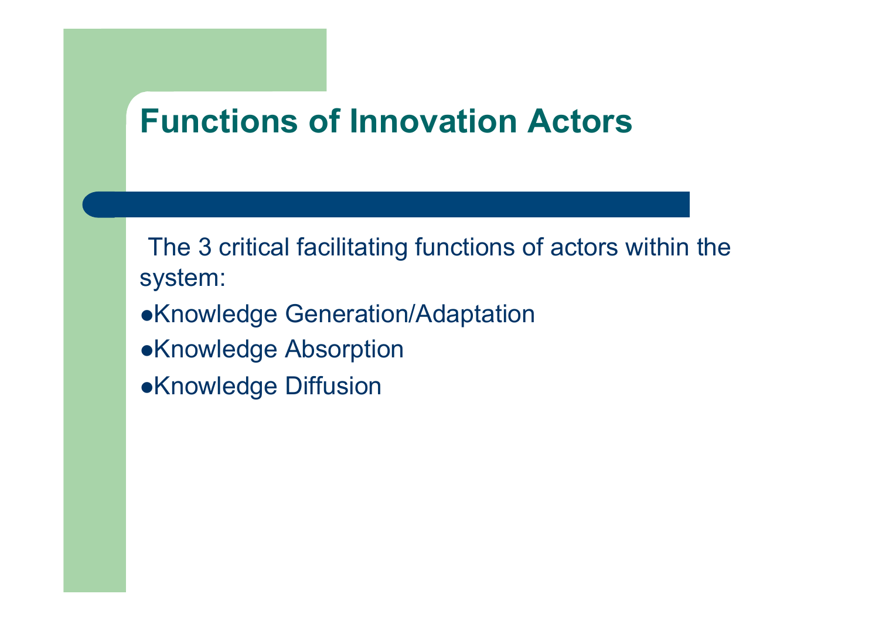# Functions of Innovation Actors

The 3 critical facilitating functions of actors within the system:

- Knowledge Generation/Adaptation
- Knowledge Absorption
- Knowledge Diffusion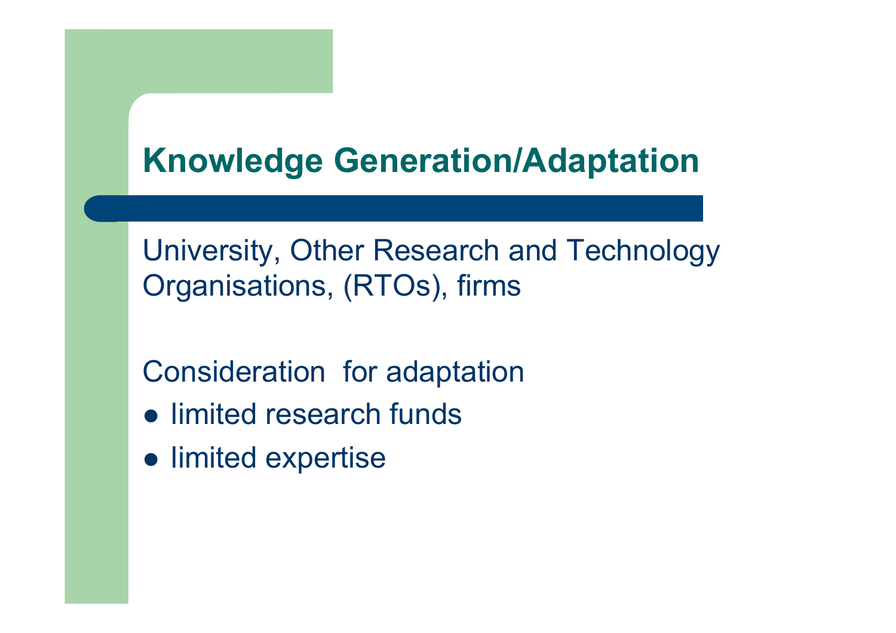# Knowledge Generation/Adaptation

University, Other Research and Technology Organisations, (RTOs), firms

Consideration  for adaptation

- limited research funds
- limited expertise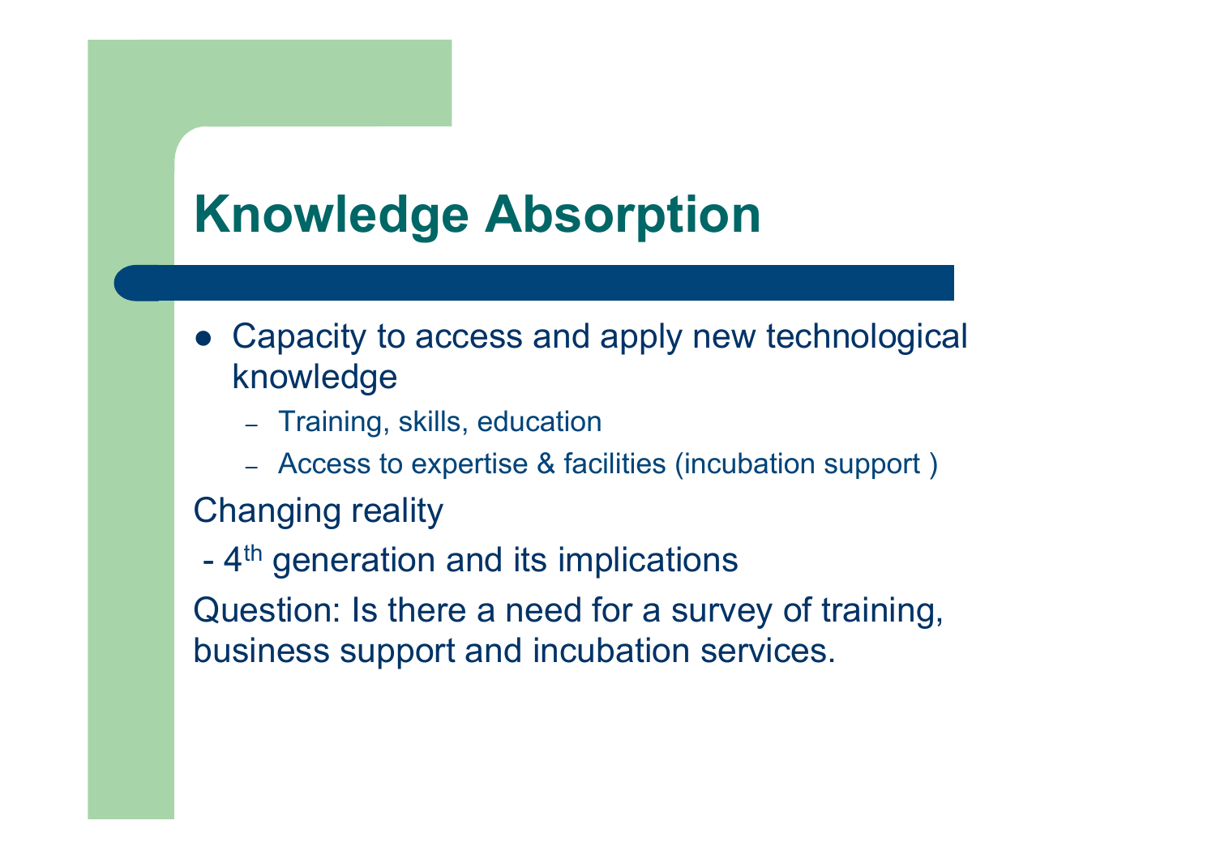# Knowledge Absorption

- Capacity to access and apply new technological knowledge
  - Training, skills, education
  - Access to expertise & facilities (incubation support )

Changing reality

- 4th generation and its implications

Question: Is there a need for a survey of training, business support and incubation services.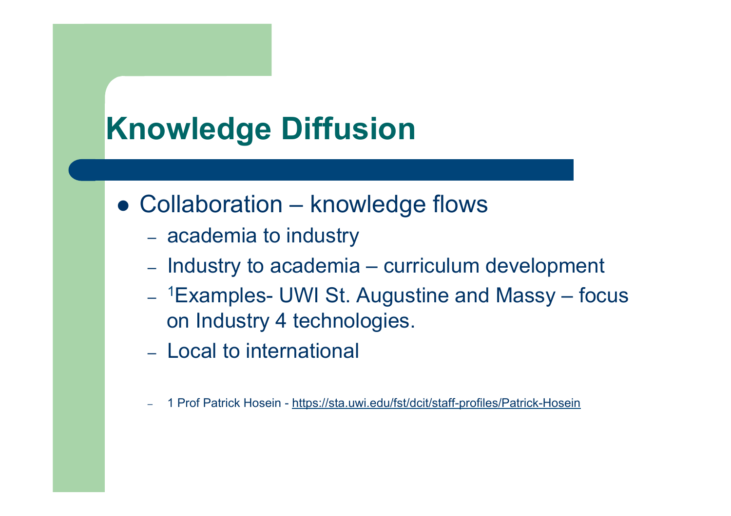# Knowledge Diffusion

- Collaboration – knowledge flows
  - academia to industry
  - Industry to academia – curriculum development
  - [1]Examples- UWI St. Augustine and Massy – focus on Industry 4 technologies.
  - Local to international

  - 1 Prof Patrick Hosein - https://sta.uwi.edu/fst/dcit/staff-profiles/Patrick-Hosein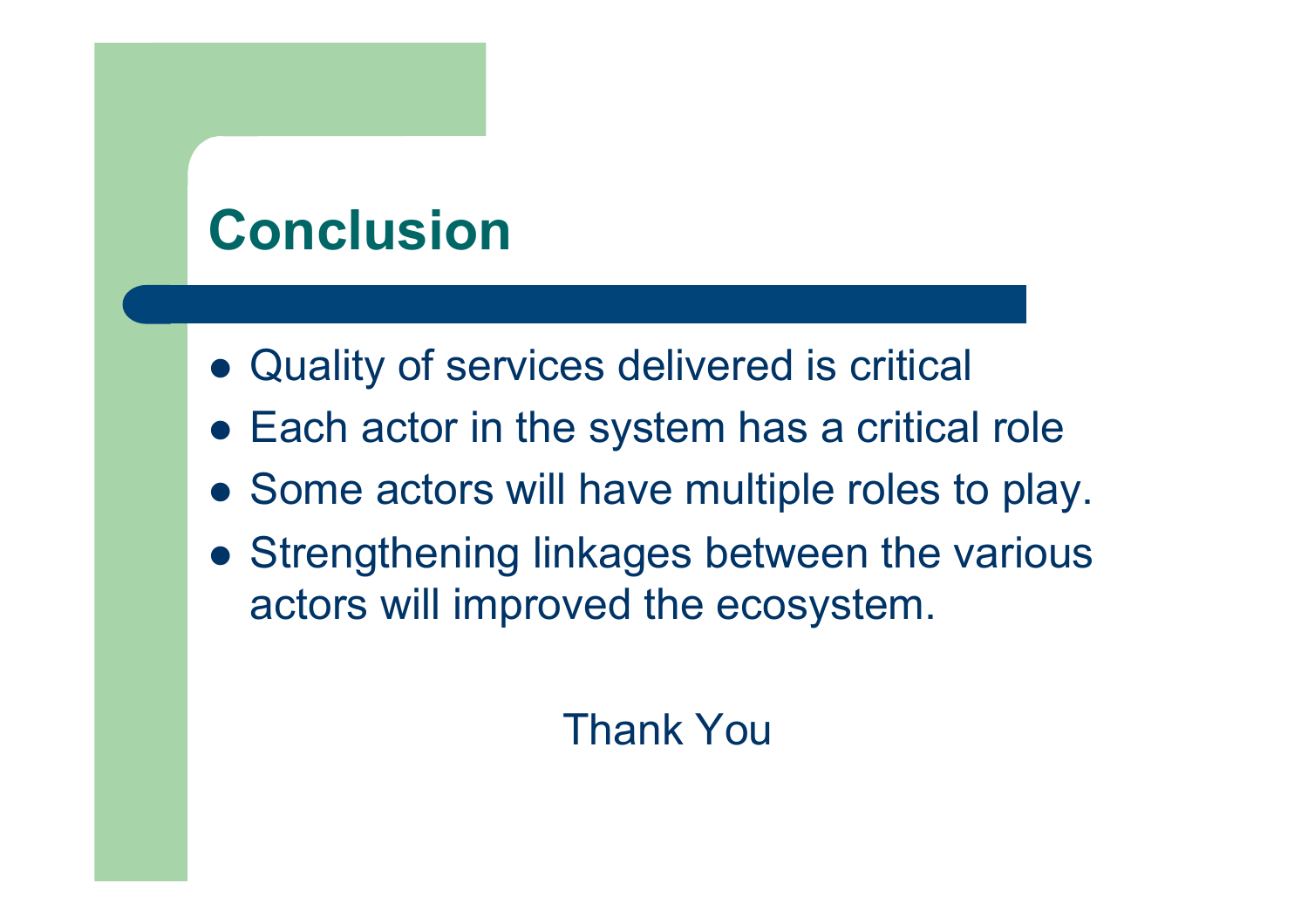# Conclusion

- Quality of services delivered is critical
- Each actor in the system has a critical role
- Some actors will have multiple roles to play.
- Strengthening linkages between the various actors will improved the ecosystem.

Thank You